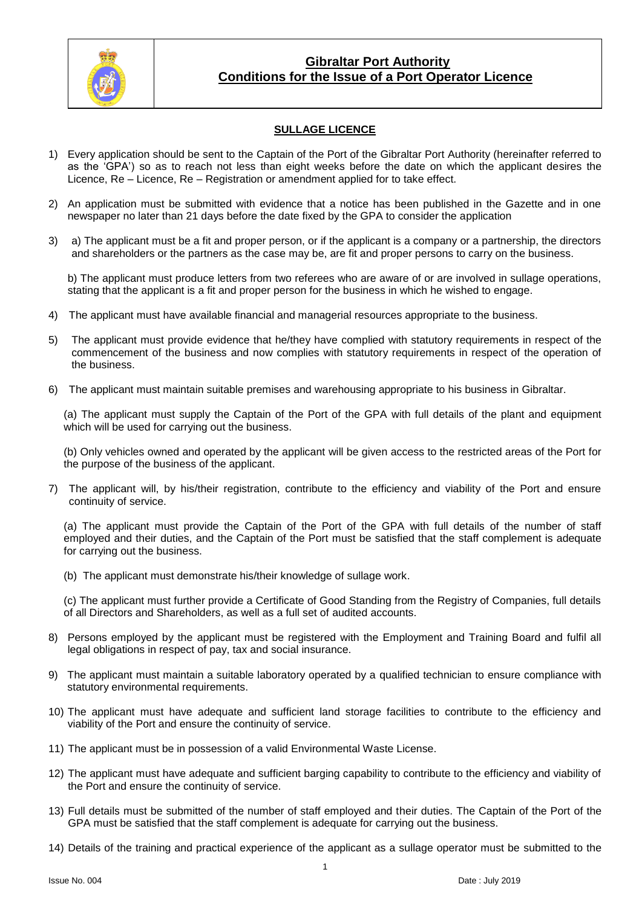# Gibraltar Port Authority
## Conditions for the Issue of a Port Operator Licence

### SULLAGE LICENCE

1) Every application should be sent to the Captain of the Port of the Gibraltar Port Authority (hereinafter referred to as the 'GPA') so as to reach not less than eight weeks before the date on which the applicant desires the Licence, Re – Licence, Re – Registration or amendment applied for to take effect.

2) An application must be submitted with evidence that a notice has been published in the Gazette and in one newspaper no later than 21 days before the date fixed by the GPA to consider the application

3) a) The applicant must be a fit and proper person, or if the applicant is a company or a partnership, the directors and shareholders or the partners as the case may be, are fit and proper persons to carry on the business.

   b) The applicant must produce letters from two referees who are aware of or are involved in sullage operations, stating that the applicant is a fit and proper person for the business in which he wished to engage.

4) The applicant must have available financial and managerial resources appropriate to the business.

5) The applicant must provide evidence that he/they have complied with statutory requirements in respect of the commencement of the business and now complies with statutory requirements in respect of the operation of the business.

6) The applicant must maintain suitable premises and warehousing appropriate to his business in Gibraltar.

   (a) The applicant must supply the Captain of the Port of the GPA with full details of the plant and equipment which will be used for carrying out the business.

   (b) Only vehicles owned and operated by the applicant will be given access to the restricted areas of the Port for the purpose of the business of the applicant.

7) The applicant will, by his/their registration, contribute to the efficiency and viability of the Port and ensure continuity of service.

   (a) The applicant must provide the Captain of the Port of the GPA with full details of the number of staff employed and their duties, and the Captain of the Port must be satisfied that the staff complement is adequate for carrying out the business.

   (b) The applicant must demonstrate his/their knowledge of sullage work.

   (c) The applicant must further provide a Certificate of Good Standing from the Registry of Companies, full details of all Directors and Shareholders, as well as a full set of audited accounts.

8) Persons employed by the applicant must be registered with the Employment and Training Board and fulfil all legal obligations in respect of pay, tax and social insurance.

9) The applicant must maintain a suitable laboratory operated by a qualified technician to ensure compliance with statutory environmental requirements.

10) The applicant must have adequate and sufficient land storage facilities to contribute to the efficiency and viability of the Port and ensure the continuity of service.

11) The applicant must be in possession of a valid Environmental Waste License.

12) The applicant must have adequate and sufficient barging capability to contribute to the efficiency and viability of the Port and ensure the continuity of service.

13) Full details must be submitted of the number of staff employed and their duties. The Captain of the Port of the GPA must be satisfied that the staff complement is adequate for carrying out the business.

14) Details of the training and practical experience of the applicant as a sullage operator must be submitted to the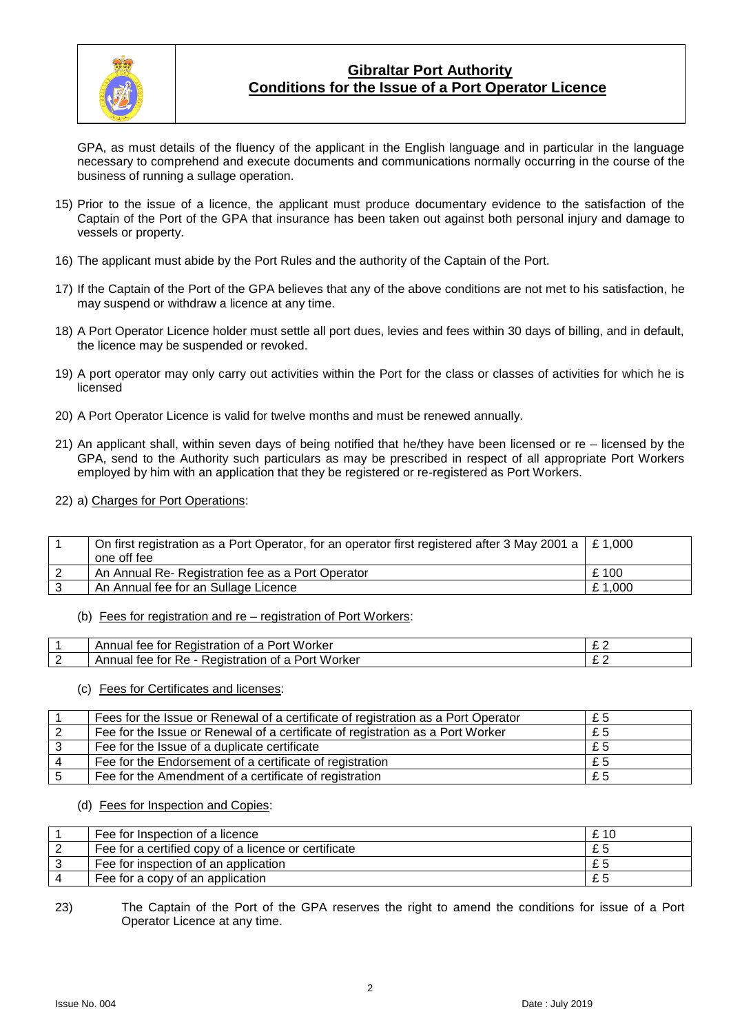GPA, as must details of the fluency of the applicant in the English language and in particular in the language necessary to comprehend and execute documents and communications normally occurring in the course of the business of running a sullage operation.

15) Prior to the issue of a licence, the applicant must produce documentary evidence to the satisfaction of the Captain of the Port of the GPA that insurance has been taken out against both personal injury and damage to vessels or property.

16) The applicant must abide by the Port Rules and the authority of the Captain of the Port.

17) If the Captain of the Port of the GPA believes that any of the above conditions are not met to his satisfaction, he may suspend or withdraw a licence at any time.

18) A Port Operator Licence holder must settle all port dues, levies and fees within 30 days of billing, and in default, the licence may be suspended or revoked.

19) A port operator may only carry out activities within the Port for the class or classes of activities for which he is licensed

20) A Port Operator Licence is valid for twelve months and must be renewed annually.

21) An applicant shall, within seven days of being notified that he/they have been licensed or re – licensed by the GPA, send to the Authority such particulars as may be prescribed in respect of all appropriate Port Workers employed by him with an application that they be registered or re-registered as Port Workers.

22) a) Charges for Port Operations:

| | | |
|---|---|---|
| 1 | On first registration as a Port Operator, for an operator first registered after 3 May 2001 a one off fee | £ 1,000 |
| 2 | An Annual Re- Registration fee as a Port Operator | £ 100 |
| 3 | An Annual fee for an Sullage Licence | £ 1,000 |

(b) Fees for registration and re – registration of Port Workers:

| | | |
|---|---|---|
| 1 | Annual fee for Registration of a Port Worker | £ 2 |
| 2 | Annual fee for Re - Registration of a Port Worker | £ 2 |

(c) Fees for Certificates and licenses:

| | | |
|---|---|---|
| 1 | Fees for the Issue or Renewal of a certificate of registration as a Port Operator | £ 5 |
| 2 | Fee for the Issue or Renewal of a certificate of registration as a Port Worker | £ 5 |
| 3 | Fee for the Issue of a duplicate certificate | £ 5 |
| 4 | Fee for the Endorsement of a certificate of registration | £ 5 |
| 5 | Fee for the Amendment of a certificate of registration | £ 5 |

(d) Fees for Inspection and Copies:

| | | |
|---|---|---|
| 1 | Fee for Inspection of a licence | £ 10 |
| 2 | Fee for a certified copy of a licence or certificate | £ 5 |
| 3 | Fee for inspection of an application | £ 5 |
| 4 | Fee for a copy of an application | £ 5 |

23) The Captain of the Port of the GPA reserves the right to amend the conditions for issue of a Port Operator Licence at any time.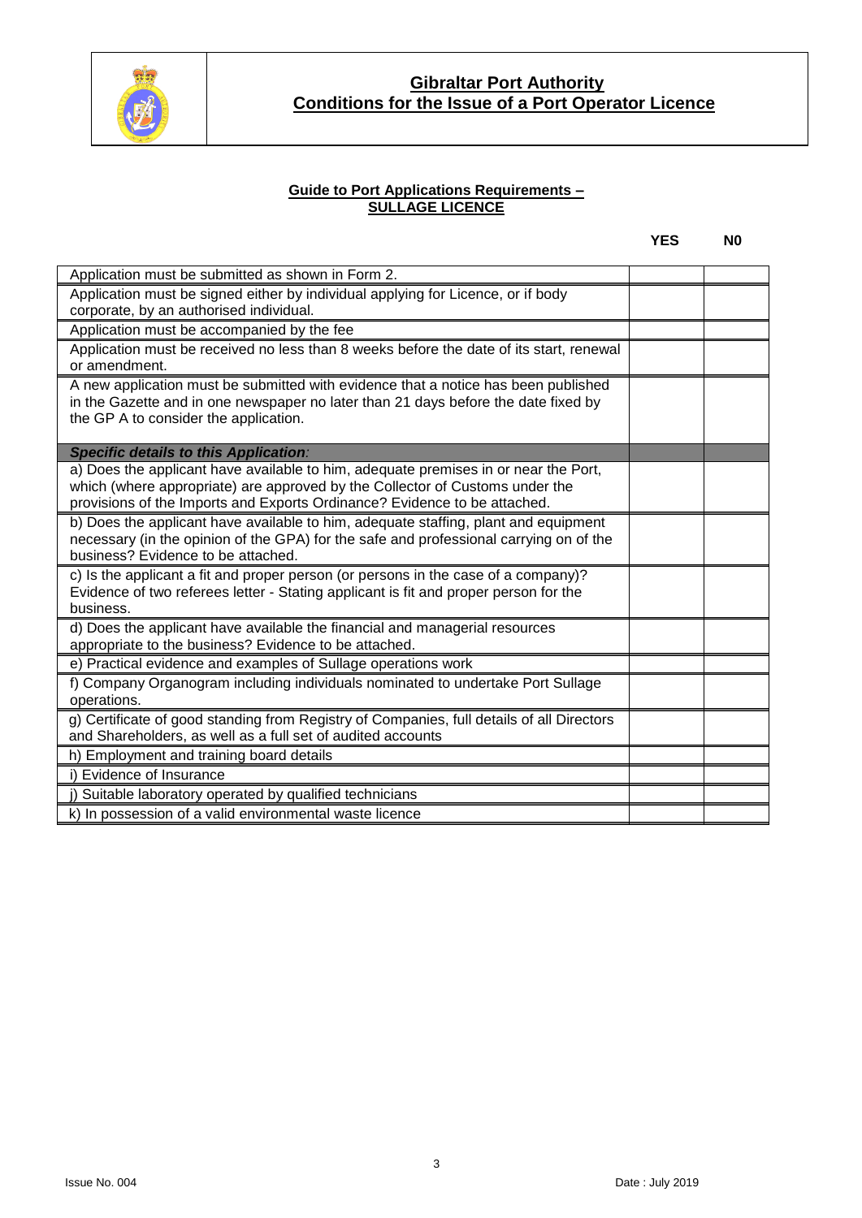## Gibraltar Port Authority
## Conditions for the Issue of a Port Operator Licence

### Guide to Port Applications Requirements – SULLAGE LICENCE

| | YES | N0 |
|---|---|---|
| Application must be submitted as shown in Form 2. | | |
| Application must be signed either by individual applying for Licence, or if body corporate, by an authorised individual. | | |
| Application must be accompanied by the fee | | |
| Application must be received no less than 8 weeks before the date of its start, renewal or amendment. | | |
| A new application must be submitted with evidence that a notice has been published in the Gazette and in one newspaper no later than 21 days before the date fixed by the GP A to consider the application. | | |
| ***Specific details to this Application:*** | | |
| a) Does the applicant have available to him, adequate premises in or near the Port, which (where appropriate) are approved by the Collector of Customs under the provisions of the Imports and Exports Ordinance? Evidence to be attached. | | |
| b) Does the applicant have available to him, adequate staffing, plant and equipment necessary (in the opinion of the GPA) for the safe and professional carrying on of the business? Evidence to be attached. | | |
| c) Is the applicant a fit and proper person (or persons in the case of a company)? Evidence of two referees letter - Stating applicant is fit and proper person for the business. | | |
| d) Does the applicant have available the financial and managerial resources appropriate to the business? Evidence to be attached. | | |
| e) Practical evidence and examples of Sullage operations work | | |
| f) Company Organogram including individuals nominated to undertake Port Sullage operations. | | |
| g) Certificate of good standing from Registry of Companies, full details of all Directors and Shareholders, as well as a full set of audited accounts | | |
| h) Employment and training board details | | |
| i) Evidence of Insurance | | |
| j) Suitable laboratory operated by qualified technicians | | |
| k) In possession of a valid environmental waste licence | | |

Issue No. 004

Date : July 2019